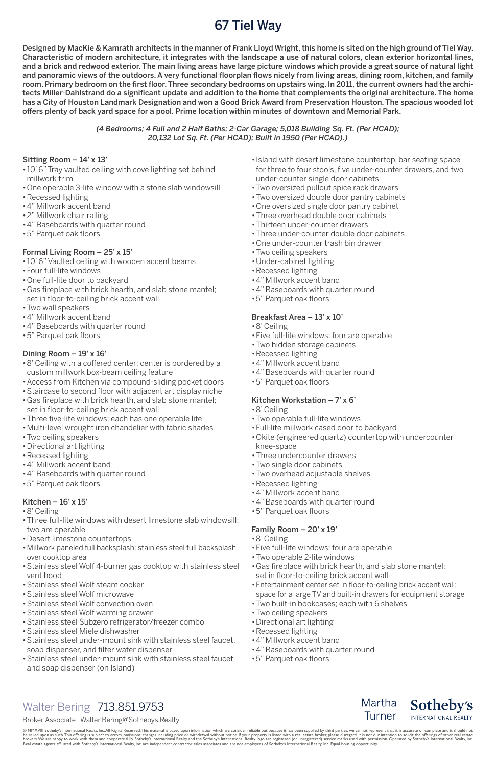# 67 Tiel Way

**Designed by MacKie & Kamrath architects in the manner of Frank Lloyd Wright, this home is sited on the high ground of Tiel Way. Characteristic of modern architecture, it integrates with the landscape a use of natural colors, clean exterior horizontal lines, and a brick and redwood exterior. The main living areas have large picture windows which provide a great source of natural light and panoramic views of the outdoors. A very functional floorplan flows nicely from living areas, dining room, kitchen, and family room. Primary bedroom on the first floor. Three secondary bedrooms on upstairs wing. In 2011, the current owners had the architects Miller-Dahlstrand do a significant update and addition to the home that complements the original architecture. The home has a City of Houston Landmark Designation and won a Good Brick Award from Preservation Houston. The spacious wooded lot offers plenty of back yard space for a pool. Prime location within minutes of downtown and Memorial Park.**

*(4 Bedrooms; 4 Full and 2 Half Baths; 2-Car Garage; 5,018 Building Sq. Ft. (Per HCAD); 20,132 Lot Sq. Ft. (Per HCAD); Built in 1950 (Per HCAD).)*

### Sitting Room – 14' x 13'

- 10' 6" Tray vaulted ceiling with cove lighting set behind millwork trim
- One operable 3-lite window with a stone slab windowsill
- Recessed lighting
- 4" Millwork accent band
- 2" Millwork chair railing
- 4" Baseboards with quarter round
- 5" Parquet oak floors

### Formal Living Room – 25' x 15'

- 10' 6" Vaulted ceiling with wooden accent beams
- Four full-lite windows
- One full-lite door to backyard
- Gas fireplace with brick hearth, and slab stone mantel; set in floor-to-ceiling brick accent wall
- Two wall speakers
- 4" Millwork accent band
- 4" Baseboards with quarter round
- 5" Parquet oak floors

### Dining Room – 19' x 16'

- 8' Ceiling with a coffered center; center is bordered by a custom millwork box-beam ceiling feature
- Access from Kitchen via compound-sliding pocket doors
- Staircase to second floor with adjacent art display niche
- Gas fireplace with brick hearth, and slab stone mantel; set in floor-to-ceiling brick accent wall
- Three five-lite windows; each has one operable lite
- Multi-level wrought iron chandelier with fabric shades
- Two ceiling speakers
- Directional art lighting
- Recessed lighting
- 4" Millwork accent band
- 4" Baseboards with quarter round
- 5" Parquet oak floors

### Kitchen – 16' x 15'

- 8' Ceiling
- Three full-lite windows with desert limestone slab windowsill; two are operable
- Desert limestone countertops
- Millwork paneled full backsplash; stainless steel full backsplash over cooktop area
- Stainless steel Wolf 4-burner gas cooktop with stainless steel vent hood
- Stainless steel Wolf steam cooker
- Stainless steel Wolf microwave
- Stainless steel Wolf convection oven
- Stainless steel Wolf warming drawer
- Stainless steel Subzero refrigerator/freezer combo
- Stainless steel Miele dishwasher
- Stainless steel under-mount sink with stainless steel faucet, soap dispenser, and filter water dispenser
- Stainless steel under-mount sink with stainless steel faucet and soap dispenser (on Island)
- Island with desert limestone countertop, bar seating space for three to four stools, five under-counter drawers, and two under-counter single door cabinets
- Two oversized pullout spice rack drawers
- Two oversized double door pantry cabinets
- One oversized single door pantry cabinet
- Three overhead double door cabinets
- Thirteen under-counter drawers
- Three under-counter double door cabinets
- One under-counter trash bin drawer
- Two ceiling speakers
- Under-cabinet lighting
- Recessed lighting
- 4" Millwork accent band
- 4" Baseboards with quarter round
- 5" Parquet oak floors

### Breakfast Area – 13' x 10'

- 8' Ceiling
- Five full-lite windows; four are operable
- Two hidden storage cabinets
- Recessed lighting
- 4" Millwork accent band
- 4" Baseboards with quarter round
- 5" Parquet oak floors

### Kitchen Workstation – 7' x 6'

- 8' Ceiling
- Two operable full-lite windows
- Full-lite millwork cased door to backyard
- Okite (engineered quartz) countertop with undercounter knee-space
- Three undercounter drawers
- Two single door cabinets
- Two overhead adjustable shelves
- Recessed lighting
- 4" Millwork accent band
- 4" Baseboards with quarter round
- 5" Parquet oak floors

### Family Room – 20' x 19'

- 8' Ceiling
- Five full-lite windows; four are operable
- Two operable 2-lite windows
- Gas fireplace with brick hearth, and slab stone mantel; set in floor-to-ceiling brick accent wall
- Entertainment center set in floor-to-ceiling brick accent wall; space for a large TV and built-in drawers for equipment storage
- Two built-in bookcases; each with 6 shelves
- Two ceiling speakers
- Directional art lighting
- Recessed lighting
- 4" Millwork accent band
- 4" Baseboards with quarter round
- 5" Parquet oak floors

Walter Bering 713.851.9753
Broker Associate Walter.Bering@Sothebys.Realty

Martha Turner | Sotheby's International Realty

© MMXVIII Sotheby's International Realty, Inc. All Rights Reserved. This material is based upon information which we consider reliable but because it has been supplied by third parties, we cannot represent that it is accurate or complete and it should not be relied upon as such. This offering is subject to errors, omissions, changes including price or withdrawal without notice. If your property is listed with a real estate broker, please disregard. It is not our intention to solicit the offerings of other real estate brokers. We are happy to work with them and cooperate fully. Sotheby's International Realty and the Sotheby's International Realty logo are registered (or unregistered) service marks used with permission. Operated by Sotheby's International Realty, Inc. Real estate agents affiliated with Sotheby's International Realty, Inc. are independent contractor sales associates and are not employees of Sotheby's International Realty, Inc. Equal housing opportunity.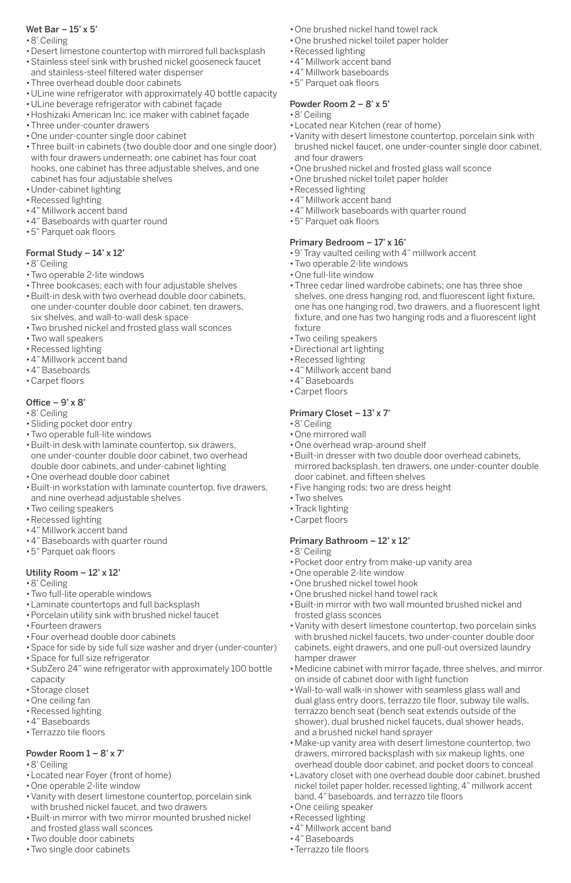## Wet Bar – 15' x 5'

- 8' Ceiling
- Desert limestone countertop with mirrored full backsplash
- Stainless steel sink with brushed nickel gooseneck faucet and stainless-steel filtered water dispenser
- Three overhead double door cabinets
- ULine wine refrigerator with approximately 40 bottle capacity
- ULine beverage refrigerator with cabinet façade
- Hoshizaki American Inc. ice maker with cabinet façade
- Three under-counter drawers
- One under-counter single door cabinet
- Three built-in cabinets (two double door and one single door) with four drawers underneath; one cabinet has four coat hooks, one cabinet has three adjustable shelves, and one cabinet has four adjustable shelves
- Under-cabinet lighting
- Recessed lighting
- 4" Millwork accent band
- 4" Baseboards with quarter round
- 5" Parquet oak floors

## Formal Study – 14' x 12'

- 8' Ceiling
- Two operable 2-lite windows
- Three bookcases; each with four adjustable shelves
- Built-in desk with two overhead double door cabinets, one under-counter double door cabinet, ten drawers, six shelves, and wall-to-wall desk space
- Two brushed nickel and frosted glass wall sconces
- Two wall speakers
- Recessed lighting
- 4" Millwork accent band
- 4" Baseboards
- Carpet floors

## Office – 9' x 8'

- 8' Ceiling
- Sliding pocket door entry
- Two operable full-lite windows
- Built-in desk with laminate countertop, six drawers, one under-counter double door cabinet, two overhead double door cabinets, and under-cabinet lighting
- One overhead double door cabinet
- Built-in workstation with laminate countertop, five drawers, and nine overhead adjustable shelves
- Two ceiling speakers
- Recessed lighting
- 4" Millwork accent band
- 4" Baseboards with quarter round
- 5" Parquet oak floors

## Utility Room – 12' x 12'

- 8' Ceiling
- Two full-lite operable windows
- Laminate countertops and full backsplash
- Porcelain utility sink with brushed nickel faucet
- Fourteen drawers
- Four overhead double door cabinets
- Space for side by side full size washer and dryer (under-counter)
- Space for full size refrigerator
- SubZero 24" wine refrigerator with approximately 100 bottle capacity
- Storage closet
- One ceiling fan
- Recessed lighting
- 4" Baseboards
- Terrazzo tile floors

## Powder Room 1 – 8' x 7'

- 8' Ceiling
- Located near Foyer (front of home)
- One operable 2-lite window
- Vanity with desert limestone countertop, porcelain sink with brushed nickel faucet, and two drawers
- Built-in mirror with two mirror mounted brushed nickel and frosted glass wall sconces
- Two double door cabinets
- Two single door cabinets
- One brushed nickel hand towel rack
- One brushed nickel toilet paper holder
- Recessed lighting
- 4" Millwork accent band
- 4" Millwork baseboards
- 5" Parquet oak floors

## Powder Room 2 – 8' x 5'

- 8' Ceiling
- Located near Kitchen (rear of home)
- Vanity with desert limestone countertop, porcelain sink with brushed nickel faucet, one under-counter single door cabinet, and four drawers
- One brushed nickel and frosted glass wall sconce
- One brushed nickel toilet paper holder
- Recessed lighting
- 4" Millwork accent band
- 4" Millwork baseboards with quarter round
- 5" Parquet oak floors

## Primary Bedroom – 17' x 16'

- 9' Tray vaulted ceiling with 4" millwork accent
- Two operable 2-lite windows
- One full-lite window
- Three cedar lined wardrobe cabinets; one has three shoe shelves, one dress hanging rod, and fluorescent light fixture, one has one hanging rod, two drawers, and a fluorescent light fixture, and one has two hanging rods and a fluorescent light fixture
- Two ceiling speakers
- Directional art lighting
- Recessed lighting
- 4" Millwork accent band
- 4" Baseboards
- Carpet floors

## Primary Closet – 13' x 7'

- 8' Ceiling
- One mirrored wall
- One overhead wrap-around shelf
- Built-in dresser with two double door overhead cabinets, mirrored backsplash, ten drawers, one under-counter double door cabinet, and fifteen shelves
- Five hanging rods; two are dress height
- Two shelves
- Track lighting
- Carpet floors

## Primary Bathroom – 12' x 12'

- 8' Ceiling
- Pocket door entry from make-up vanity area
- One operable 2-lite window
- One brushed nickel towel hook
- One brushed nickel hand towel rack
- Built-in mirror with two wall mounted brushed nickel and frosted glass sconces
- Vanity with desert limestone countertop, two porcelain sinks with brushed nickel faucets, two under-counter double door cabinets, eight drawers, and one pull-out oversized laundry hamper drawer
- Medicine cabinet with mirror façade, three shelves, and mirror on inside of cabinet door with light function
- Wall-to-wall walk-in shower with seamless glass wall and dual glass entry doors, terrazzo tile floor, subway tile walls, terrazzo bench seat (bench seat extends outside of the shower), dual brushed nickel faucets, dual shower heads, and a brushed nickel hand sprayer
- Make-up vanity area with desert limestone countertop, two drawers, mirrored backsplash with six makeup lights, one overhead double door cabinet, and pocket doors to conceal
- Lavatory closet with one overhead double door cabinet, brushed nickel toilet paper holder, recessed lighting, 4" millwork accent band, 4" baseboards, and terrazzo tile floors
- One ceiling speaker
- Recessed lighting
- 4" Millwork accent band
- 4" Baseboards
- Terrazzo tile floors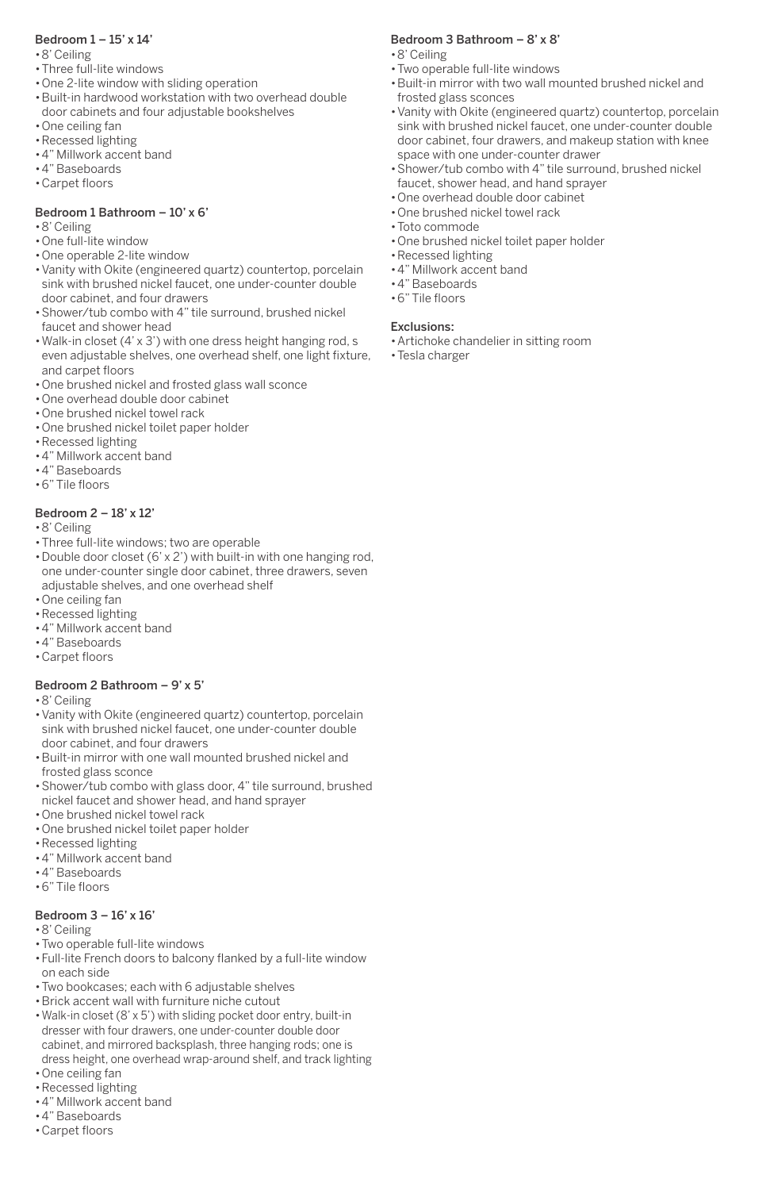### Bedroom 1 – 15' x 14'

- 8' Ceiling
- Three full-lite windows
- One 2-lite window with sliding operation
- Built-in hardwood workstation with two overhead double door cabinets and four adjustable bookshelves
- One ceiling fan
- Recessed lighting
- 4" Millwork accent band
- 4" Baseboards
- Carpet floors

### Bedroom 1 Bathroom – 10' x 6'

- 8' Ceiling
- One full-lite window
- One operable 2-lite window
- Vanity with Okite (engineered quartz) countertop, porcelain sink with brushed nickel faucet, one under-counter double door cabinet, and four drawers
- Shower/tub combo with 4" tile surround, brushed nickel faucet and shower head
- Walk-in closet (4' x 3') with one dress height hanging rod, s even adjustable shelves, one overhead shelf, one light fixture, and carpet floors
- One brushed nickel and frosted glass wall sconce
- One overhead double door cabinet
- One brushed nickel towel rack
- One brushed nickel toilet paper holder
- Recessed lighting
- 4" Millwork accent band
- 4" Baseboards
- 6" Tile floors

### Bedroom 2 – 18' x 12'

- 8' Ceiling
- Three full-lite windows; two are operable
- Double door closet (6' x 2') with built-in with one hanging rod, one under-counter single door cabinet, three drawers, seven adjustable shelves, and one overhead shelf
- One ceiling fan
- Recessed lighting
- 4" Millwork accent band
- 4" Baseboards
- Carpet floors

### Bedroom 2 Bathroom – 9' x 5'

- 8' Ceiling
- Vanity with Okite (engineered quartz) countertop, porcelain sink with brushed nickel faucet, one under-counter double door cabinet, and four drawers
- Built-in mirror with one wall mounted brushed nickel and frosted glass sconce
- Shower/tub combo with glass door, 4" tile surround, brushed nickel faucet and shower head, and hand sprayer
- One brushed nickel towel rack
- One brushed nickel toilet paper holder
- Recessed lighting
- 4" Millwork accent band
- 4" Baseboards
- 6" Tile floors

### Bedroom 3 – 16' x 16'

- 8' Ceiling
- Two operable full-lite windows
- Full-lite French doors to balcony flanked by a full-lite window on each side
- Two bookcases; each with 6 adjustable shelves
- Brick accent wall with furniture niche cutout
- Walk-in closet (8' x 5') with sliding pocket door entry, built-in dresser with four drawers, one under-counter double door cabinet, and mirrored backsplash, three hanging rods; one is dress height, one overhead wrap-around shelf, and track lighting
- One ceiling fan
- Recessed lighting
- 4" Millwork accent band
- 4" Baseboards
- Carpet floors

### Bedroom 3 Bathroom – 8' x 8'

- 8' Ceiling
- Two operable full-lite windows
- Built-in mirror with two wall mounted brushed nickel and frosted glass sconces
- Vanity with Okite (engineered quartz) countertop, porcelain sink with brushed nickel faucet, one under-counter double door cabinet, four drawers, and makeup station with knee space with one under-counter drawer
- Shower/tub combo with 4" tile surround, brushed nickel faucet, shower head, and hand sprayer
- One overhead double door cabinet
- One brushed nickel towel rack
- Toto commode
- One brushed nickel toilet paper holder
- Recessed lighting
- 4" Millwork accent band
- 4" Baseboards
- 6" Tile floors

### Exclusions:

- Artichoke chandelier in sitting room
- Tesla charger